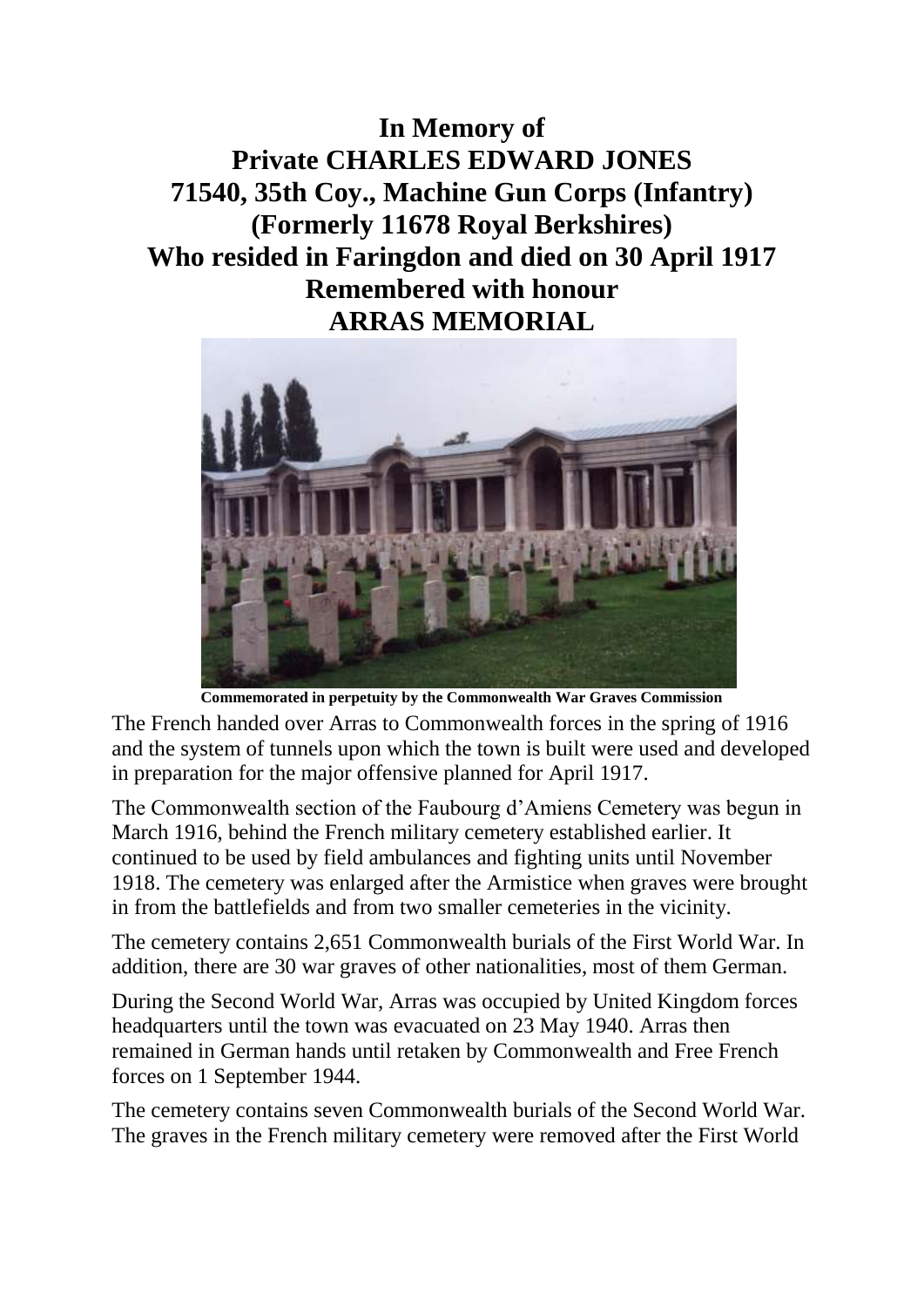# In Memory of
# Private CHARLES EDWARD JONES
# 71540, 35th Coy., Machine Gun Corps (Infantry)
# (Formerly 11678 Royal Berkshires)
# Who resided in Faringdon and died on 30 April 1917
# Remembered with honour
# ARRAS MEMORIAL

**Commemorated in perpetuity by the Commonwealth War Graves Commission**

The French handed over Arras to Commonwealth forces in the spring of 1916 and the system of tunnels upon which the town is built were used and developed in preparation for the major offensive planned for April 1917.

The Commonwealth section of the Faubourg d'Amiens Cemetery was begun in March 1916, behind the French military cemetery established earlier. It continued to be used by field ambulances and fighting units until November 1918. The cemetery was enlarged after the Armistice when graves were brought in from the battlefields and from two smaller cemeteries in the vicinity.

The cemetery contains 2,651 Commonwealth burials of the First World War. In addition, there are 30 war graves of other nationalities, most of them German.

During the Second World War, Arras was occupied by United Kingdom forces headquarters until the town was evacuated on 23 May 1940. Arras then remained in German hands until retaken by Commonwealth and Free French forces on 1 September 1944.

The cemetery contains seven Commonwealth burials of the Second World War. The graves in the French military cemetery were removed after the First World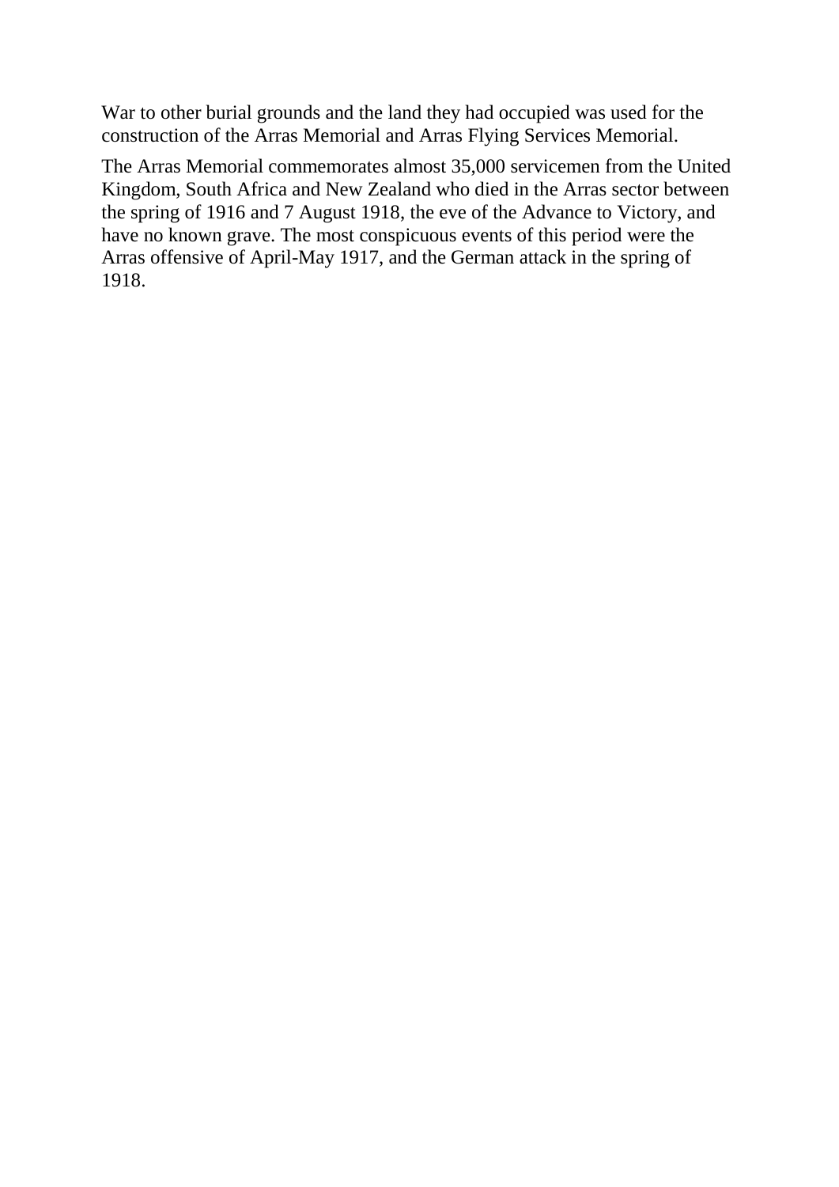War to other burial grounds and the land they had occupied was used for the construction of the Arras Memorial and Arras Flying Services Memorial.

The Arras Memorial commemorates almost 35,000 servicemen from the United Kingdom, South Africa and New Zealand who died in the Arras sector between the spring of 1916 and 7 August 1918, the eve of the Advance to Victory, and have no known grave. The most conspicuous events of this period were the Arras offensive of April-May 1917, and the German attack in the spring of 1918.